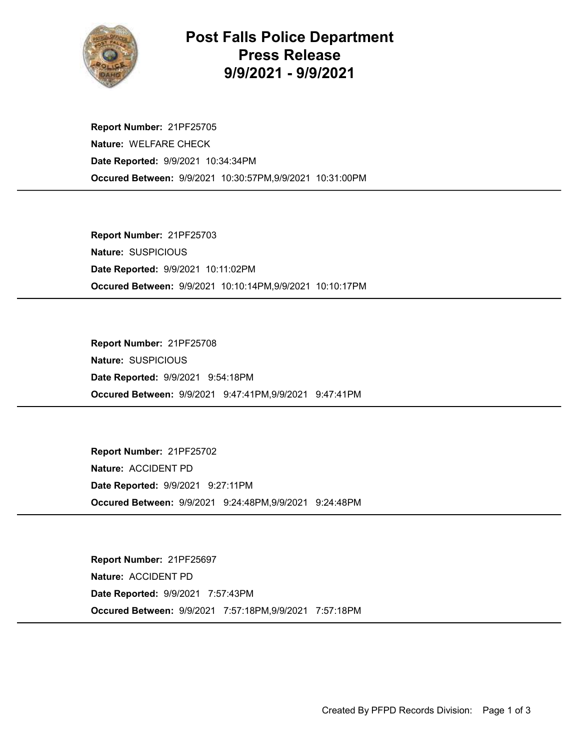# Post Falls Police Department
# Press Release
# 9/9/2021 - 9/9/2021

**Report Number:** 21PF25705
**Nature:** WELFARE CHECK
**Date Reported:** 9/9/2021 10:34:34PM
**Occured Between:** 9/9/2021 10:30:57PM,9/9/2021 10:31:00PM

---

**Report Number:** 21PF25703
**Nature:** SUSPICIOUS
**Date Reported:** 9/9/2021 10:11:02PM
**Occured Between:** 9/9/2021 10:10:14PM,9/9/2021 10:10:17PM

---

**Report Number:** 21PF25708
**Nature:** SUSPICIOUS
**Date Reported:** 9/9/2021 9:54:18PM
**Occured Between:** 9/9/2021 9:47:41PM,9/9/2021 9:47:41PM

---

**Report Number:** 21PF25702
**Nature:** ACCIDENT PD
**Date Reported:** 9/9/2021 9:27:11PM
**Occured Between:** 9/9/2021 9:24:48PM,9/9/2021 9:24:48PM

---

**Report Number:** 21PF25697
**Nature:** ACCIDENT PD
**Date Reported:** 9/9/2021 7:57:43PM
**Occured Between:** 9/9/2021 7:57:18PM,9/9/2021 7:57:18PM

---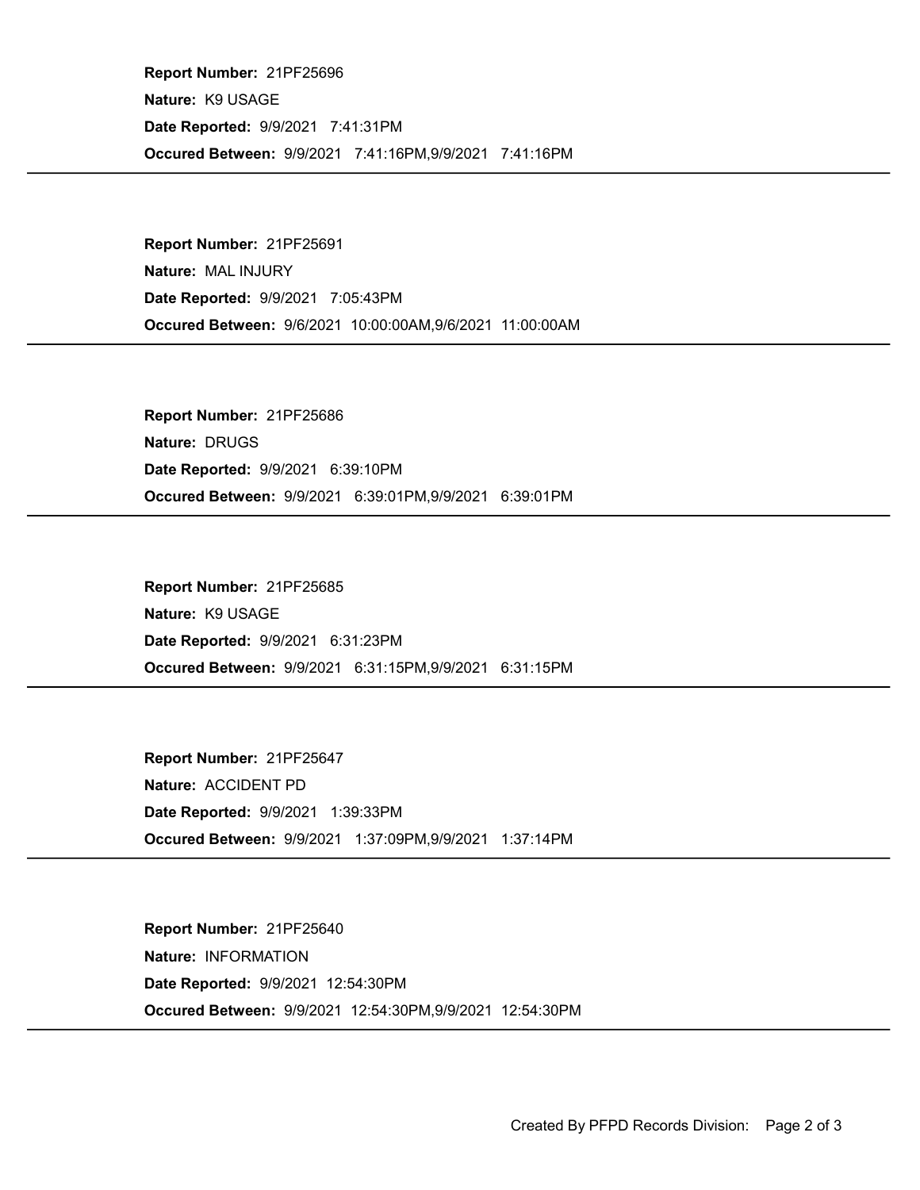**Report Number:** 21PF25696

**Nature:** K9 USAGE

**Date Reported:** 9/9/2021 7:41:31PM

**Occured Between:** 9/9/2021 7:41:16PM,9/9/2021 7:41:16PM

---

**Report Number:** 21PF25691

**Nature:** MAL INJURY

**Date Reported:** 9/9/2021 7:05:43PM

**Occured Between:** 9/6/2021 10:00:00AM,9/6/2021 11:00:00AM

---

**Report Number:** 21PF25686

**Nature:** DRUGS

**Date Reported:** 9/9/2021 6:39:10PM

**Occured Between:** 9/9/2021 6:39:01PM,9/9/2021 6:39:01PM

---

**Report Number:** 21PF25685

**Nature:** K9 USAGE

**Date Reported:** 9/9/2021 6:31:23PM

**Occured Between:** 9/9/2021 6:31:15PM,9/9/2021 6:31:15PM

---

**Report Number:** 21PF25647

**Nature:** ACCIDENT PD

**Date Reported:** 9/9/2021 1:39:33PM

**Occured Between:** 9/9/2021 1:37:09PM,9/9/2021 1:37:14PM

---

**Report Number:** 21PF25640

**Nature:** INFORMATION

**Date Reported:** 9/9/2021 12:54:30PM

**Occured Between:** 9/9/2021 12:54:30PM,9/9/2021 12:54:30PM

---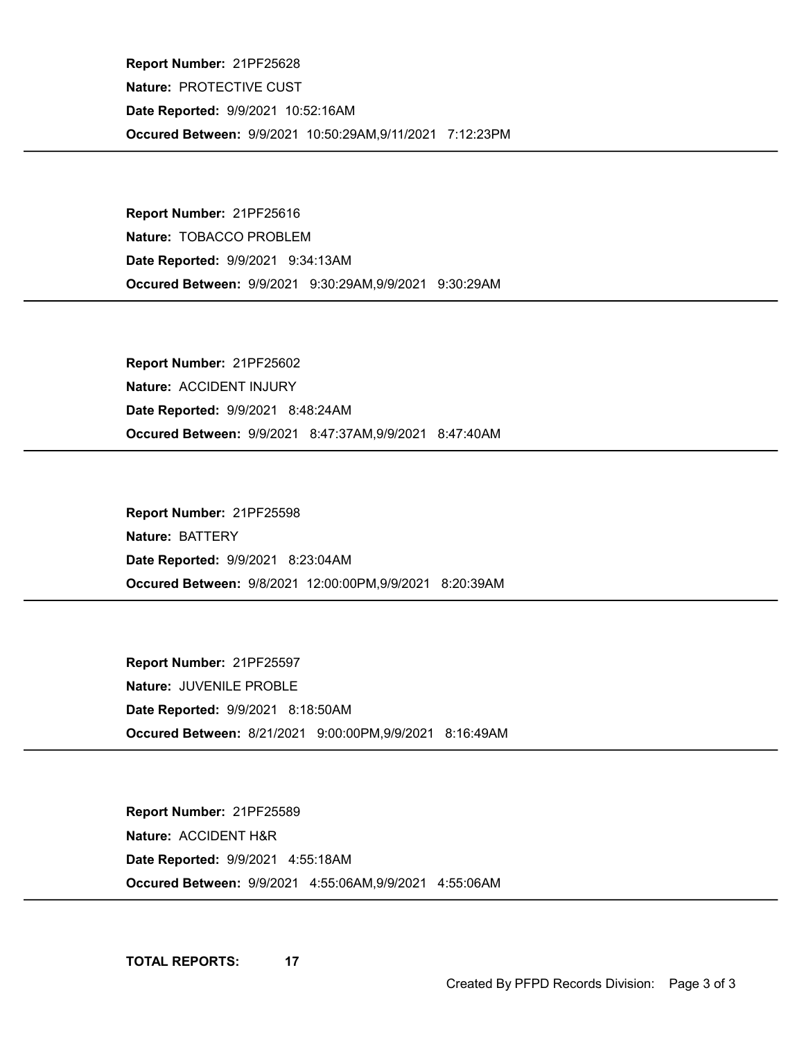**Report Number:** 21PF25628

**Nature:** PROTECTIVE CUST

**Date Reported:** 9/9/2021 10:52:16AM

**Occured Between:** 9/9/2021 10:50:29AM,9/11/2021 7:12:23PM

---

**Report Number:** 21PF25616

**Nature:** TOBACCO PROBLEM

**Date Reported:** 9/9/2021 9:34:13AM

**Occured Between:** 9/9/2021 9:30:29AM,9/9/2021 9:30:29AM

---

**Report Number:** 21PF25602

**Nature:** ACCIDENT INJURY

**Date Reported:** 9/9/2021 8:48:24AM

**Occured Between:** 9/9/2021 8:47:37AM,9/9/2021 8:47:40AM

---

**Report Number:** 21PF25598

**Nature:** BATTERY

**Date Reported:** 9/9/2021 8:23:04AM

**Occured Between:** 9/8/2021 12:00:00PM,9/9/2021 8:20:39AM

---

**Report Number:** 21PF25597

**Nature:** JUVENILE PROBLE

**Date Reported:** 9/9/2021 8:18:50AM

**Occured Between:** 8/21/2021 9:00:00PM,9/9/2021 8:16:49AM

---

**Report Number:** 21PF25589

**Nature:** ACCIDENT H&R

**Date Reported:** 9/9/2021 4:55:18AM

**Occured Between:** 9/9/2021 4:55:06AM,9/9/2021 4:55:06AM

---

**TOTAL REPORTS:** **17**

Created By PFPD Records Division: